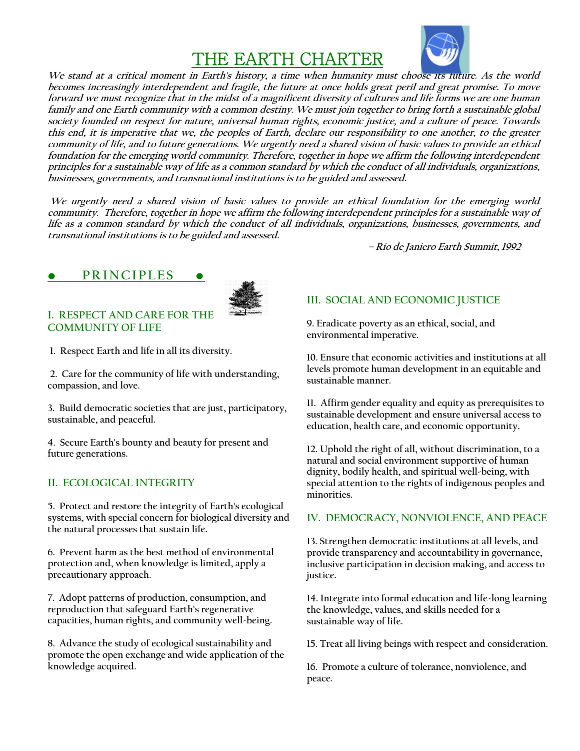# THE EARTH CHARTER

***We stand at a critical moment in Earth's history, a time when humanity must choose its future. As the world becomes increasingly interdependent and fragile, the future at once holds great peril and great promise. To move forward we must recognize that in the midst of a magnificent diversity of cultures and life forms we are one human family and one Earth community with a common destiny. We must join together to bring forth a sustainable global society founded on respect for nature, universal human rights, economic justice, and a culture of peace. Towards this end, it is imperative that we, the peoples of Earth, declare our responsibility to one another, to the greater community of life, and to future generations. We urgently need a shared vision of basic values to provide an ethical foundation for the emerging world community. Therefore, together in hope we affirm the following interdependent principles for a sustainable way of life as a common standard by which the conduct of all individuals, organizations, businesses, governments, and transnational institutions is to be guided and assessed.***

***We urgently need a shared vision of basic values to provide an ethical foundation for the emerging world community. Therefore, together in hope we affirm the following interdependent principles for a sustainable way of life as a common standard by which the conduct of all individuals, organizations, businesses, governments, and transnational institutions is to be guided and assessed.***

***– Rio de Janiero Earth Summit, 1992***

## PRINCIPLES

### I. RESPECT AND CARE FOR THE COMMUNITY OF LIFE

1. Respect Earth and life in all its diversity.

2. Care for the community of life with understanding, compassion, and love.

3. Build democratic societies that are just, participatory, sustainable, and peaceful.

4. Secure Earth's bounty and beauty for present and future generations.

### II. ECOLOGICAL INTEGRITY

5. Protect and restore the integrity of Earth's ecological systems, with special concern for biological diversity and the natural processes that sustain life.

6. Prevent harm as the best method of environmental protection and, when knowledge is limited, apply a precautionary approach.

7. Adopt patterns of production, consumption, and reproduction that safeguard Earth's regenerative capacities, human rights, and community well-being.

8. Advance the study of ecological sustainability and promote the open exchange and wide application of the knowledge acquired.

### III. SOCIAL AND ECONOMIC JUSTICE

9. Eradicate poverty as an ethical, social, and environmental imperative.

10. Ensure that economic activities and institutions at all levels promote human development in an equitable and sustainable manner.

11. Affirm gender equality and equity as prerequisites to sustainable development and ensure universal access to education, health care, and economic opportunity.

12. Uphold the right of all, without discrimination, to a natural and social environment supportive of human dignity, bodily health, and spiritual well-being, with special attention to the rights of indigenous peoples and minorities.

### IV. DEMOCRACY, NONVIOLENCE, AND PEACE

13. Strengthen democratic institutions at all levels, and provide transparency and accountability in governance, inclusive participation in decision making, and access to justice.

14. Integrate into formal education and life-long learning the knowledge, values, and skills needed for a sustainable way of life.

15. Treat all living beings with respect and consideration.

16. Promote a culture of tolerance, nonviolence, and peace.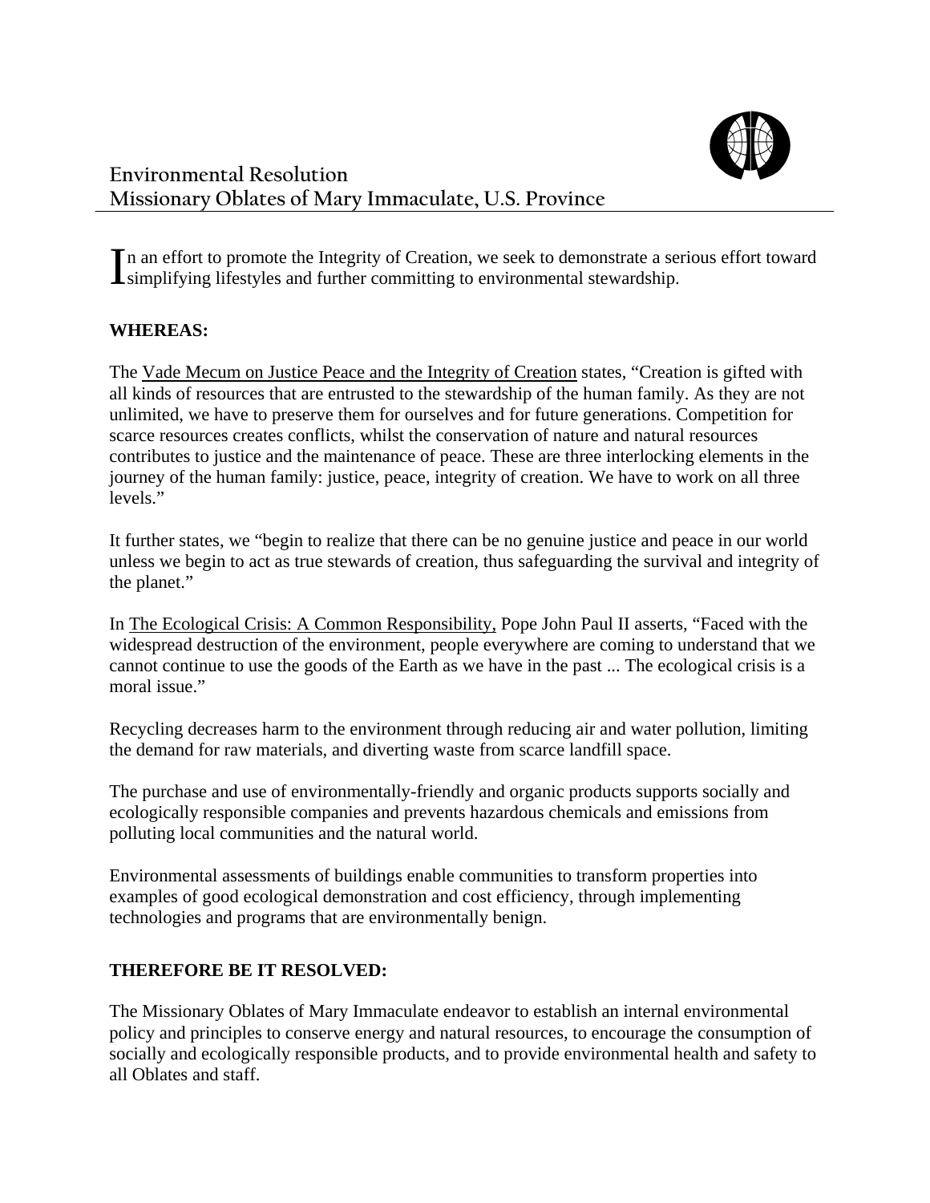# Environmental Resolution
# Missionary Oblates of Mary Immaculate, U.S. Province

In an effort to promote the Integrity of Creation, we seek to demonstrate a serious effort toward simplifying lifestyles and further committing to environmental stewardship.

**WHEREAS:**

The Vade Mecum on Justice Peace and the Integrity of Creation states, “Creation is gifted with all kinds of resources that are entrusted to the stewardship of the human family. As they are not unlimited, we have to preserve them for ourselves and for future generations. Competition for scarce resources creates conflicts, whilst the conservation of nature and natural resources contributes to justice and the maintenance of peace. These are three interlocking elements in the journey of the human family: justice, peace, integrity of creation. We have to work on all three levels.”

It further states, we “begin to realize that there can be no genuine justice and peace in our world unless we begin to act as true stewards of creation, thus safeguarding the survival and integrity of the planet.”

In The Ecological Crisis: A Common Responsibility, Pope John Paul II asserts, “Faced with the widespread destruction of the environment, people everywhere are coming to understand that we cannot continue to use the goods of the Earth as we have in the past ... The ecological crisis is a moral issue.”

Recycling decreases harm to the environment through reducing air and water pollution, limiting the demand for raw materials, and diverting waste from scarce landfill space.

The purchase and use of environmentally-friendly and organic products supports socially and ecologically responsible companies and prevents hazardous chemicals and emissions from polluting local communities and the natural world.

Environmental assessments of buildings enable communities to transform properties into examples of good ecological demonstration and cost efficiency, through implementing technologies and programs that are environmentally benign.

**THEREFORE BE IT RESOLVED:**

The Missionary Oblates of Mary Immaculate endeavor to establish an internal environmental policy and principles to conserve energy and natural resources, to encourage the consumption of socially and ecologically responsible products, and to provide environmental health and safety to all Oblates and staff.